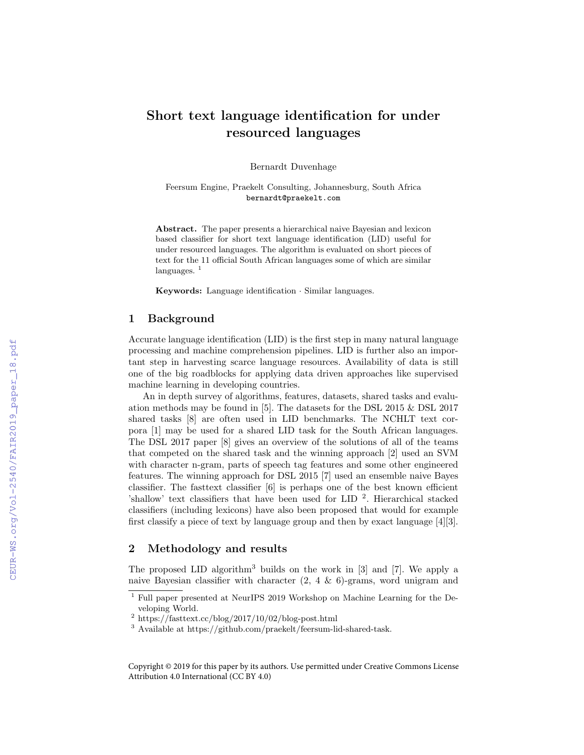# Short text language identification for under resourced languages

Bernardt Duvenhage

Feersum Engine, Praekelt Consulting, Johannesburg, South Africa
bernardt@praekelt.com

**Abstract.** The paper presents a hierarchical naive Bayesian and lexicon based classifier for short text language identification (LID) useful for under resourced languages. The algorithm is evaluated on short pieces of text for the 11 official South African languages some of which are similar languages. [1]

**Keywords:** Language identification · Similar languages.

## 1 Background

Accurate language identification (LID) is the first step in many natural language processing and machine comprehension pipelines. LID is further also an important step in harvesting scarce language resources. Availability of data is still one of the big roadblocks for applying data driven approaches like supervised machine learning in developing countries.

An in depth survey of algorithms, features, datasets, shared tasks and evaluation methods may be found in [5]. The datasets for the DSL 2015 & DSL 2017 shared tasks [8] are often used in LID benchmarks. The NCHLT text corpora [1] may be used for a shared LID task for the South African languages. The DSL 2017 paper [8] gives an overview of the solutions of all of the teams that competed on the shared task and the winning approach [2] used an SVM with character n-gram, parts of speech tag features and some other engineered features. The winning approach for DSL 2015 [7] used an ensemble naive Bayes classifier. The fasttext classifier [6] is perhaps one of the best known efficient 'shallow' text classifiers that have been used for LID [2]. Hierarchical stacked classifiers (including lexicons) have also been proposed that would for example first classify a piece of text by language group and then by exact language [4][3].

## 2 Methodology and results

The proposed LID algorithm[3] builds on the work in [3] and [7]. We apply a naive Bayesian classifier with character (2, 4 & 6)-grams, word unigram and

[1] Full paper presented at NeurIPS 2019 Workshop on Machine Learning for the Developing World.

[2] https://fasttext.cc/blog/2017/10/02/blog-post.html

[3] Available at https://github.com/praekelt/feersum-lid-shared-task.

Copyright © 2019 for this paper by its authors. Use permitted under Creative Commons License Attribution 4.0 International (CC BY 4.0)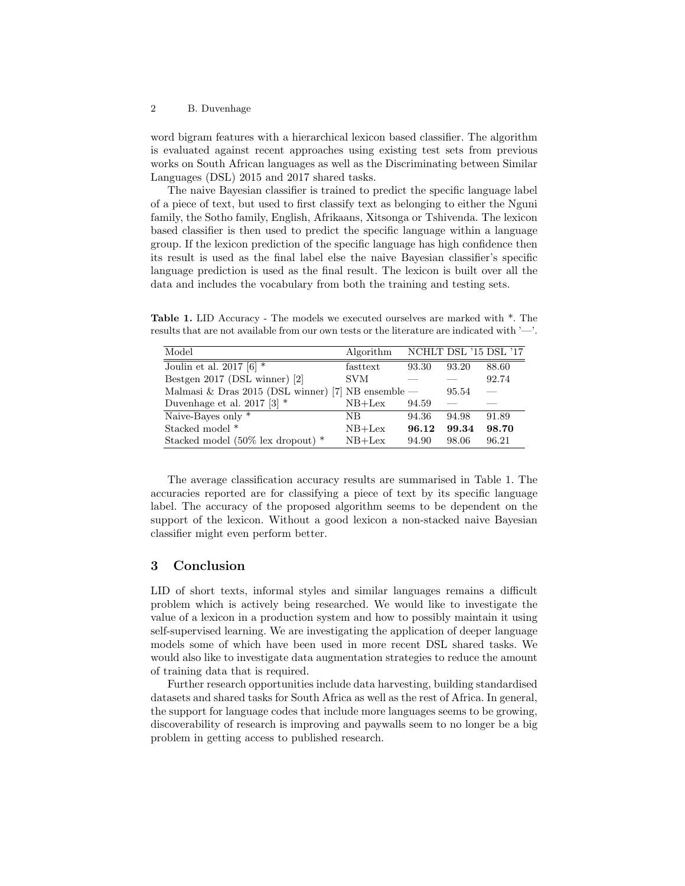word bigram features with a hierarchical lexicon based classifier. The algorithm is evaluated against recent approaches using existing test sets from previous works on South African languages as well as the Discriminating between Similar Languages (DSL) 2015 and 2017 shared tasks.

The naive Bayesian classifier is trained to predict the specific language label of a piece of text, but used to first classify text as belonging to either the Nguni family, the Sotho family, English, Afrikaans, Xitsonga or Tshivenda. The lexicon based classifier is then used to predict the specific language within a language group. If the lexicon prediction of the specific language has high confidence then its result is used as the final label else the naive Bayesian classifier's specific language prediction is used as the final result. The lexicon is built over all the data and includes the vocabulary from both the training and testing sets.

**Table 1.** LID Accuracy - The models we executed ourselves are marked with *. The results that are not available from our own tests or the literature are indicated with '—'.

| Model | Algorithm | NCHLT | DSL '15 | DSL '17 |
|---|---|---|---|---|
| Joulin et al. 2017 [6] * | fasttext | 93.30 | 93.20 | 88.60 |
| Bestgen 2017 (DSL winner) [2] | SVM | — | — | 92.74 |
| Malmasi & Dras 2015 (DSL winner) [7] | NB ensemble | — | 95.54 | — |
| Duvenhage et al. 2017 [3] * | NB+Lex | 94.59 | — | — |
| Naive-Bayes only * | NB | 94.36 | 94.98 | 91.89 |
| Stacked model * | NB+Lex | **96.12** | **99.34** | **98.70** |
| Stacked model (50% lex dropout) * | NB+Lex | 94.90 | 98.06 | 96.21 |

The average classification accuracy results are summarised in Table 1. The accuracies reported are for classifying a piece of text by its specific language label. The accuracy of the proposed algorithm seems to be dependent on the support of the lexicon. Without a good lexicon a non-stacked naive Bayesian classifier might even perform better.

## 3 Conclusion

LID of short texts, informal styles and similar languages remains a difficult problem which is actively being researched. We would like to investigate the value of a lexicon in a production system and how to possibly maintain it using self-supervised learning. We are investigating the application of deeper language models some of which have been used in more recent DSL shared tasks. We would also like to investigate data augmentation strategies to reduce the amount of training data that is required.

Further research opportunities include data harvesting, building standardised datasets and shared tasks for South Africa as well as the rest of Africa. In general, the support for language codes that include more languages seems to be growing, discoverability of research is improving and paywalls seem to no longer be a big problem in getting access to published research.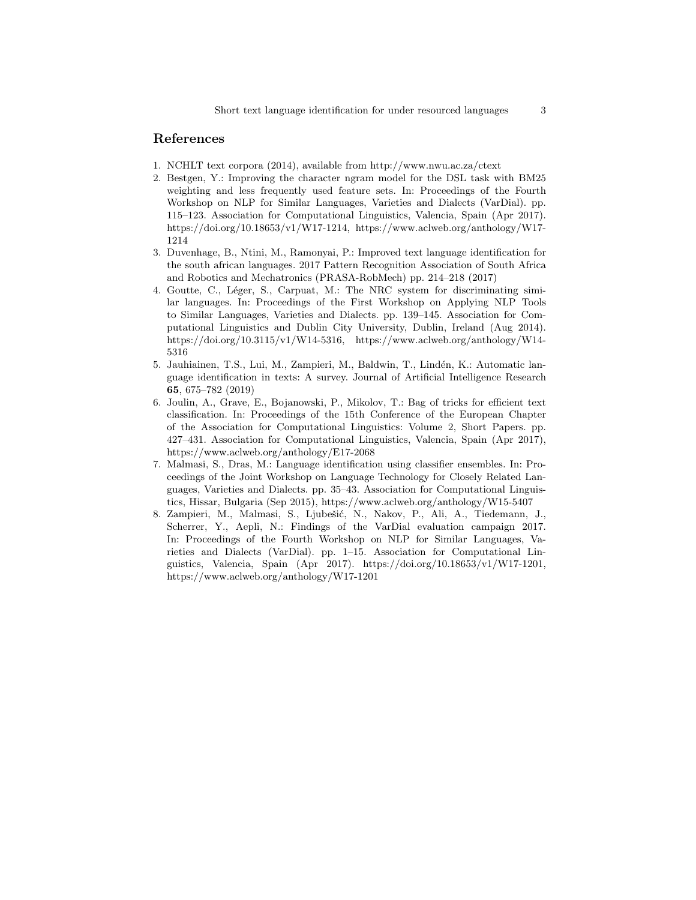## References

1. NCHLT text corpora (2014), available from http://www.nwu.ac.za/ctext
2. Bestgen, Y.: Improving the character ngram model for the DSL task with BM25 weighting and less frequently used feature sets. In: Proceedings of the Fourth Workshop on NLP for Similar Languages, Varieties and Dialects (VarDial). pp. 115–123. Association for Computational Linguistics, Valencia, Spain (Apr 2017). https://doi.org/10.18653/v1/W17-1214, https://www.aclweb.org/anthology/W17-1214
3. Duvenhage, B., Ntini, M., Ramonyai, P.: Improved text language identification for the south african languages. 2017 Pattern Recognition Association of South Africa and Robotics and Mechatronics (PRASA-RobMech) pp. 214–218 (2017)
4. Goutte, C., Léger, S., Carpuat, M.: The NRC system for discriminating similar languages. In: Proceedings of the First Workshop on Applying NLP Tools to Similar Languages, Varieties and Dialects. pp. 139–145. Association for Computational Linguistics and Dublin City University, Dublin, Ireland (Aug 2014). https://doi.org/10.3115/v1/W14-5316, https://www.aclweb.org/anthology/W14-5316
5. Jauhiainen, T.S., Lui, M., Zampieri, M., Baldwin, T., Lindén, K.: Automatic language identification in texts: A survey. Journal of Artificial Intelligence Research **65**, 675–782 (2019)
6. Joulin, A., Grave, E., Bojanowski, P., Mikolov, T.: Bag of tricks for efficient text classification. In: Proceedings of the 15th Conference of the European Chapter of the Association for Computational Linguistics: Volume 2, Short Papers. pp. 427–431. Association for Computational Linguistics, Valencia, Spain (Apr 2017), https://www.aclweb.org/anthology/E17-2068
7. Malmasi, S., Dras, M.: Language identification using classifier ensembles. In: Proceedings of the Joint Workshop on Language Technology for Closely Related Languages, Varieties and Dialects. pp. 35–43. Association for Computational Linguistics, Hissar, Bulgaria (Sep 2015), https://www.aclweb.org/anthology/W15-5407
8. Zampieri, M., Malmasi, S., Ljubešić, N., Nakov, P., Ali, A., Tiedemann, J., Scherrer, Y., Aepli, N.: Findings of the VarDial evaluation campaign 2017. In: Proceedings of the Fourth Workshop on NLP for Similar Languages, Varieties and Dialects (VarDial). pp. 1–15. Association for Computational Linguistics, Valencia, Spain (Apr 2017). https://doi.org/10.18653/v1/W17-1201, https://www.aclweb.org/anthology/W17-1201